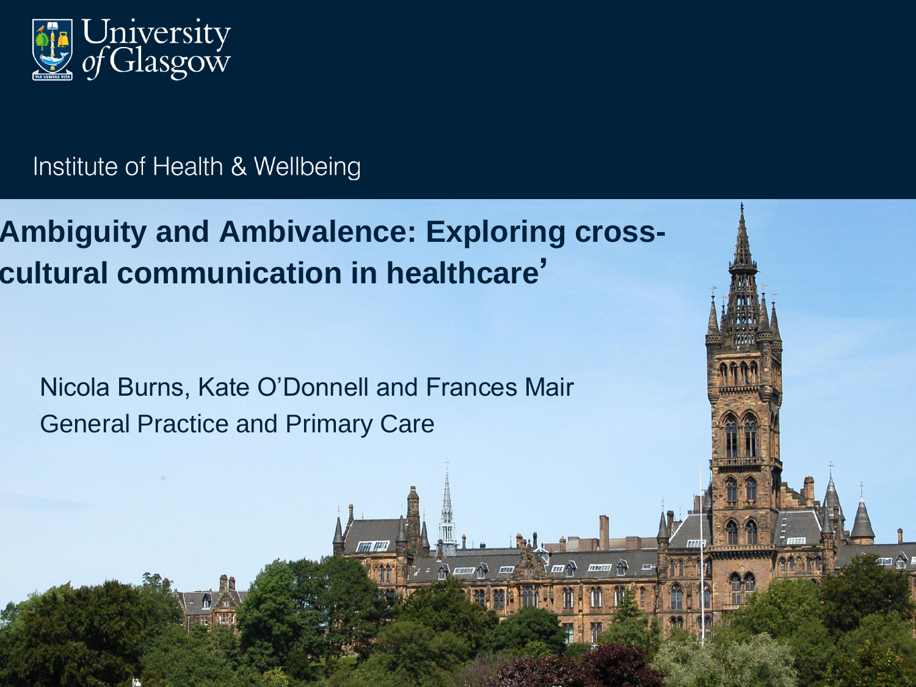University of Glasgow

Institute of Health & Wellbeing

# Ambiguity and Ambivalence: Exploring cross-cultural communication in healthcare'

Nicola Burns, Kate O'Donnell and Frances Mair

General Practice and Primary Care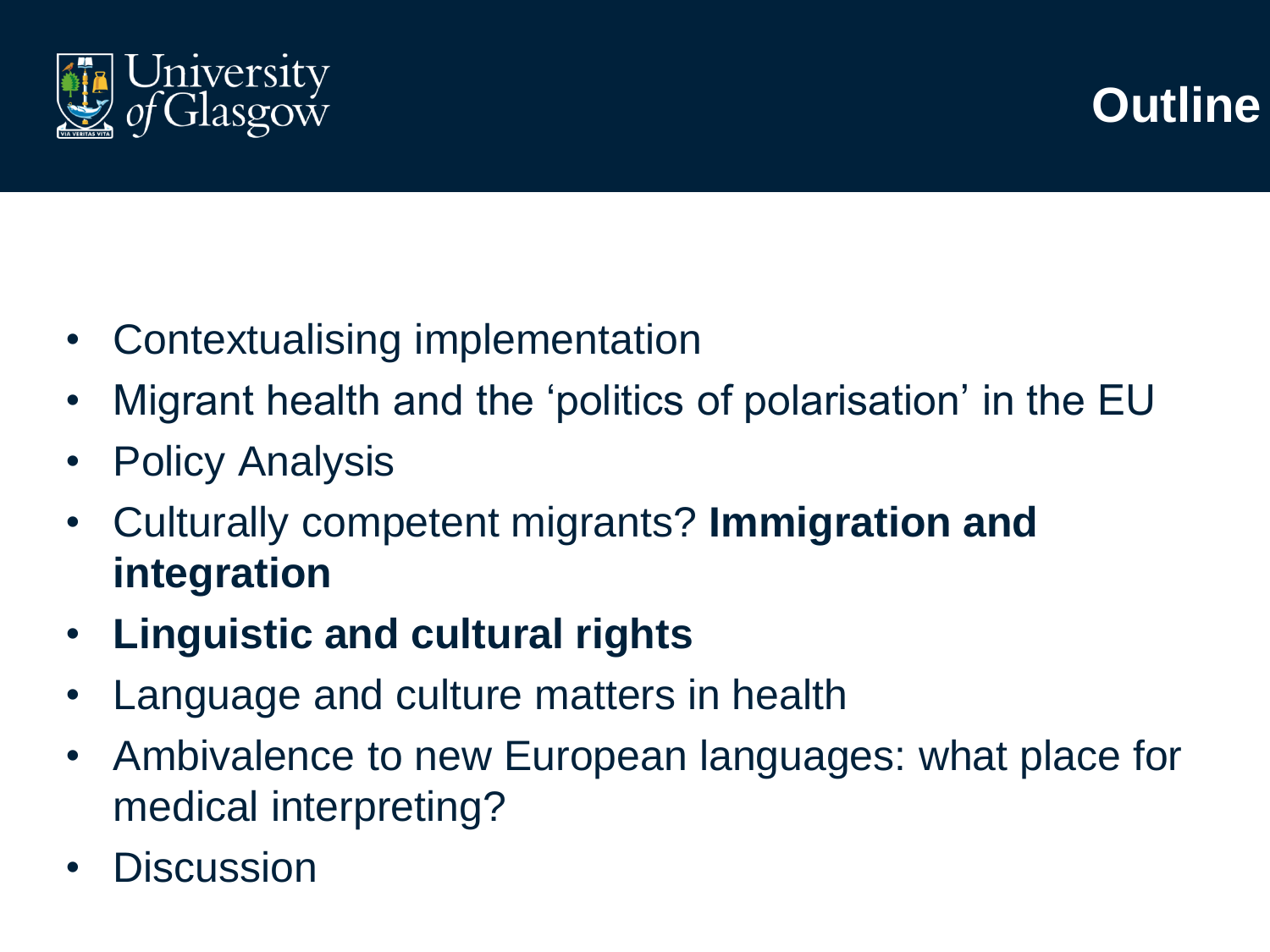# Outline

- Contextualising implementation
- Migrant health and the 'politics of polarisation' in the EU
- Policy Analysis
- Culturally competent migrants? **Immigration and integration**
- **Linguistic and cultural rights**
- Language and culture matters in health
- Ambivalence to new European languages: what place for medical interpreting?
- Discussion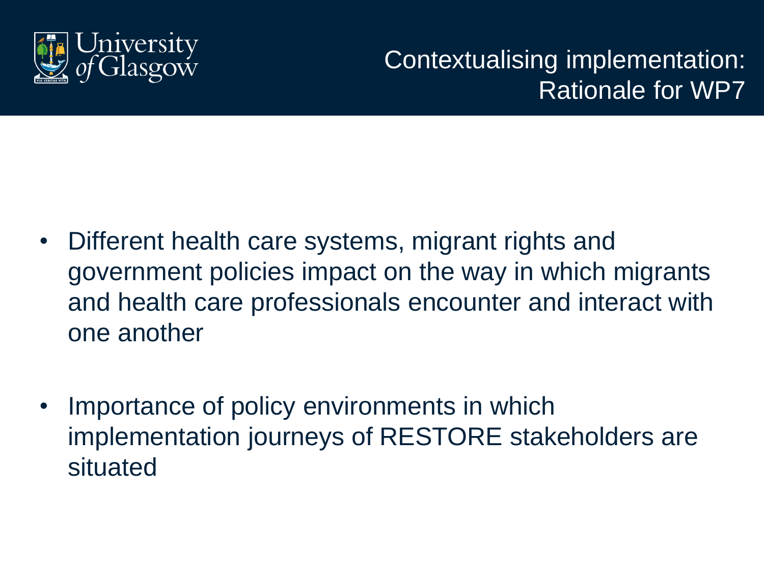# Contextualising implementation: Rationale for WP7

- Different health care systems, migrant rights and government policies impact on the way in which migrants and health care professionals encounter and interact with one another
- Importance of policy environments in which implementation journeys of RESTORE stakeholders are situated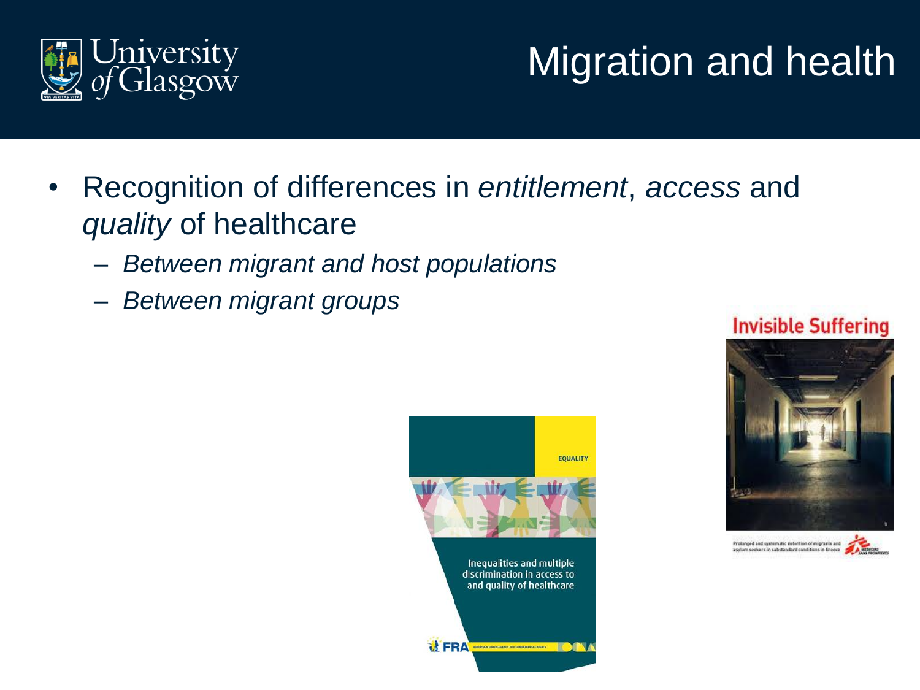# Migration and health

- Recognition of differences in *entitlement*, *access* and *quality* of healthcare
  - *Between migrant and host populations*
  - *Between migrant groups*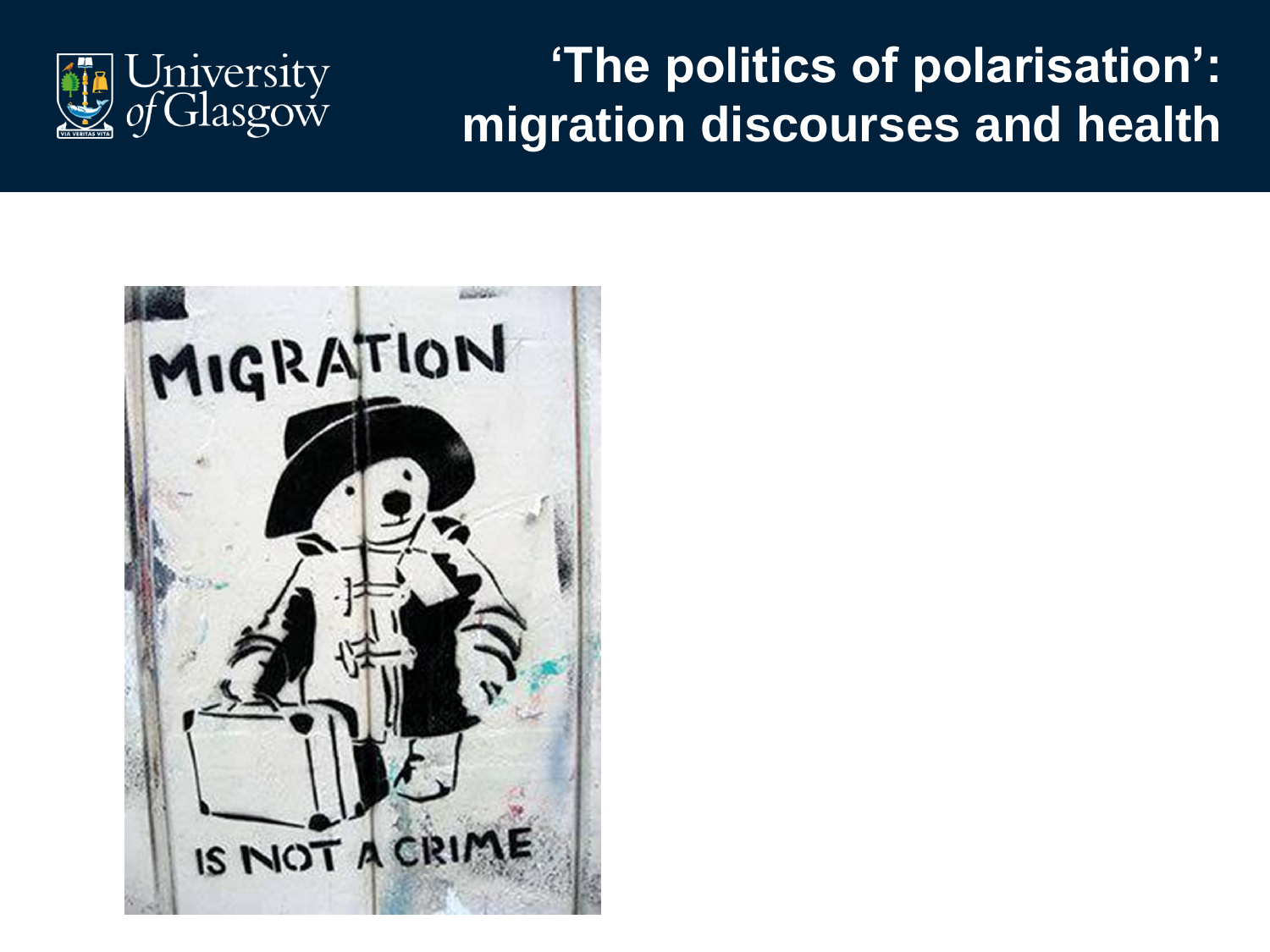# 'The politics of polarisation': migration discourses and health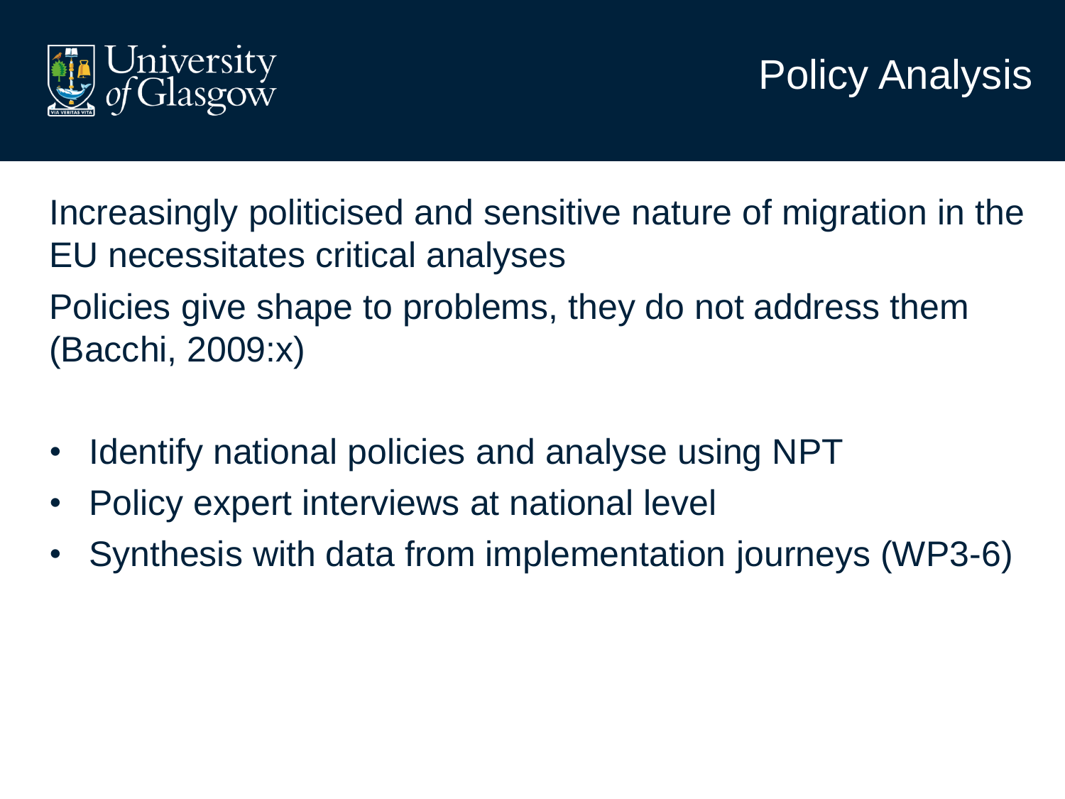# Policy Analysis

Increasingly politicised and sensitive nature of migration in the EU necessitates critical analyses

Policies give shape to problems, they do not address them (Bacchi, 2009:x)

- Identify national policies and analyse using NPT
- Policy expert interviews at national level
- Synthesis with data from implementation journeys (WP3-6)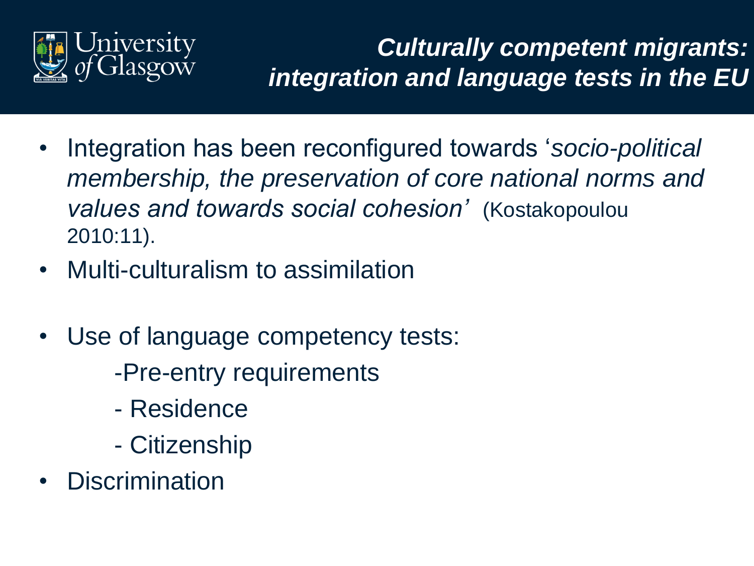## *Culturally competent migrants: integration and language tests in the EU*

- Integration has been reconfigured towards '*socio-political membership, the preservation of core national norms and values and towards social cohesion*' (Kostakopoulou 2010:11).
- Multi-culturalism to assimilation
- Use of language competency tests:
  - -Pre-entry requirements
  - - Residence
  - - Citizenship
- Discrimination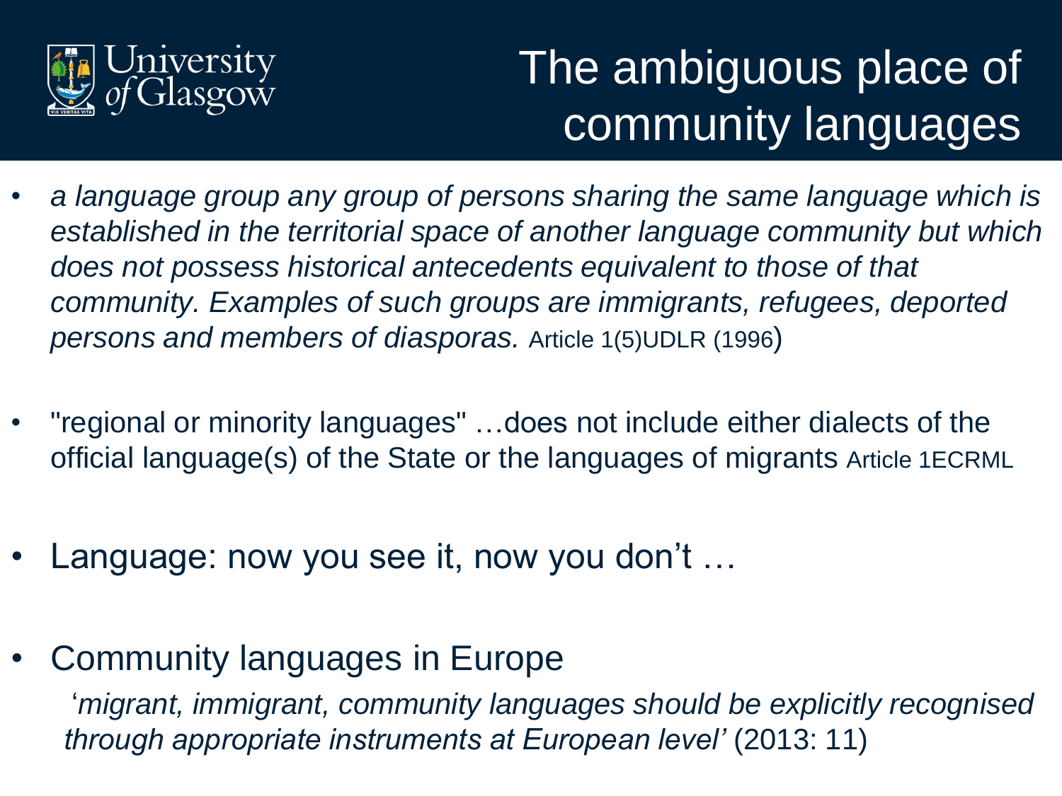# The ambiguous place of community languages

- *a language group any group of persons sharing the same language which is established in the territorial space of another language community but which does not possess historical antecedents equivalent to those of that community. Examples of such groups are immigrants, refugees, deported persons and members of diasporas.* Article 1(5)UDLR (1996)

- "regional or minority languages" …does not include either dialects of the official language(s) of the State or the languages of migrants Article 1ECRML

- Language: now you see it, now you don't …

- Community languages in Europe

  '*migrant, immigrant, community languages should be explicitly recognised through appropriate instruments at European level'* (2013: 11)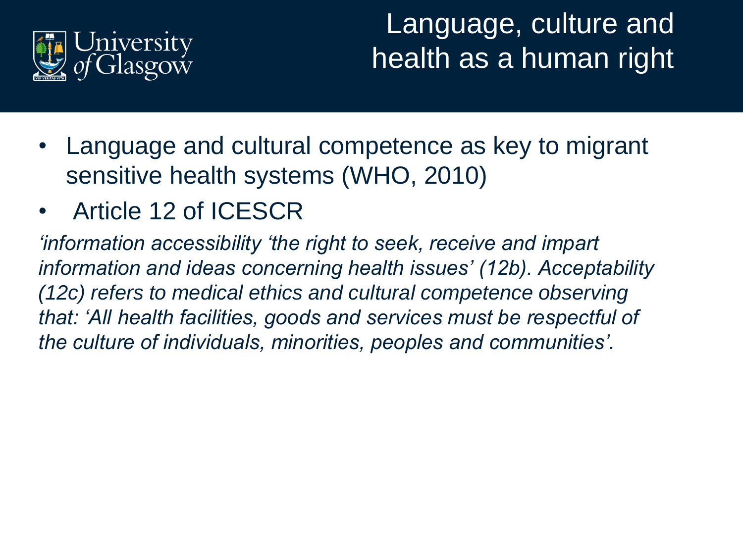# Language, culture and health as a human right

- Language and cultural competence as key to migrant sensitive health systems (WHO, 2010)
- Article 12 of ICESCR

*'information accessibility 'the right to seek, receive and impart information and ideas concerning health issues' (12b). Acceptability (12c) refers to medical ethics and cultural competence observing that: 'All health facilities, goods and services must be respectful of the culture of individuals, minorities, peoples and communities'.*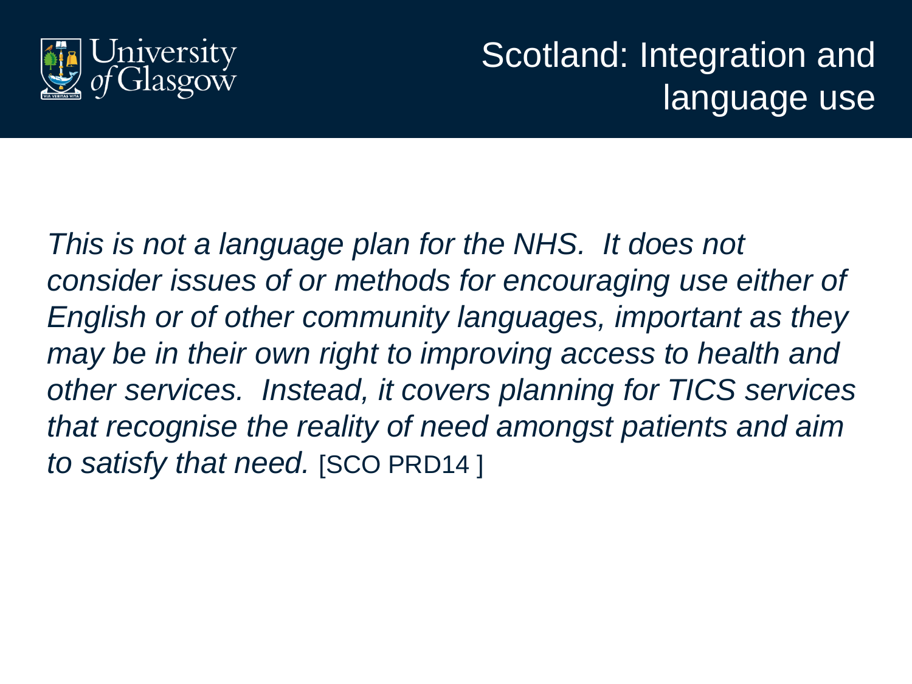# Scotland: Integration and language use

*This is not a language plan for the NHS.  It does not consider issues of or methods for encouraging use either of English or of other community languages, important as they may be in their own right to improving access to health and other services.  Instead, it covers planning for TICS services that recognise the reality of need amongst patients and aim to satisfy that need.* [SCO PRD14 ]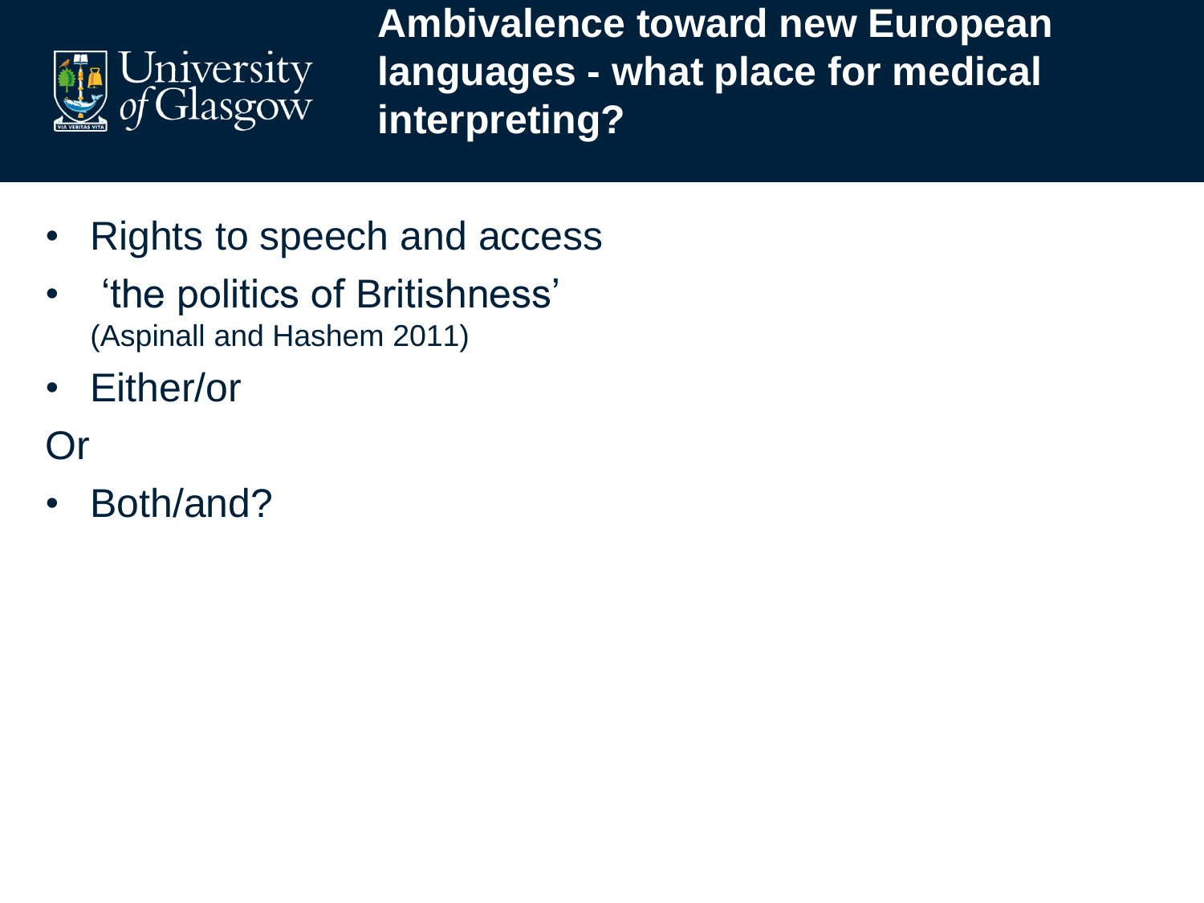# Ambivalence toward new European languages - what place for medical interpreting?

- Rights to speech and access
- ‘the politics of Britishness’
  (Aspinall and Hashem 2011)
- Either/or

Or

- Both/and?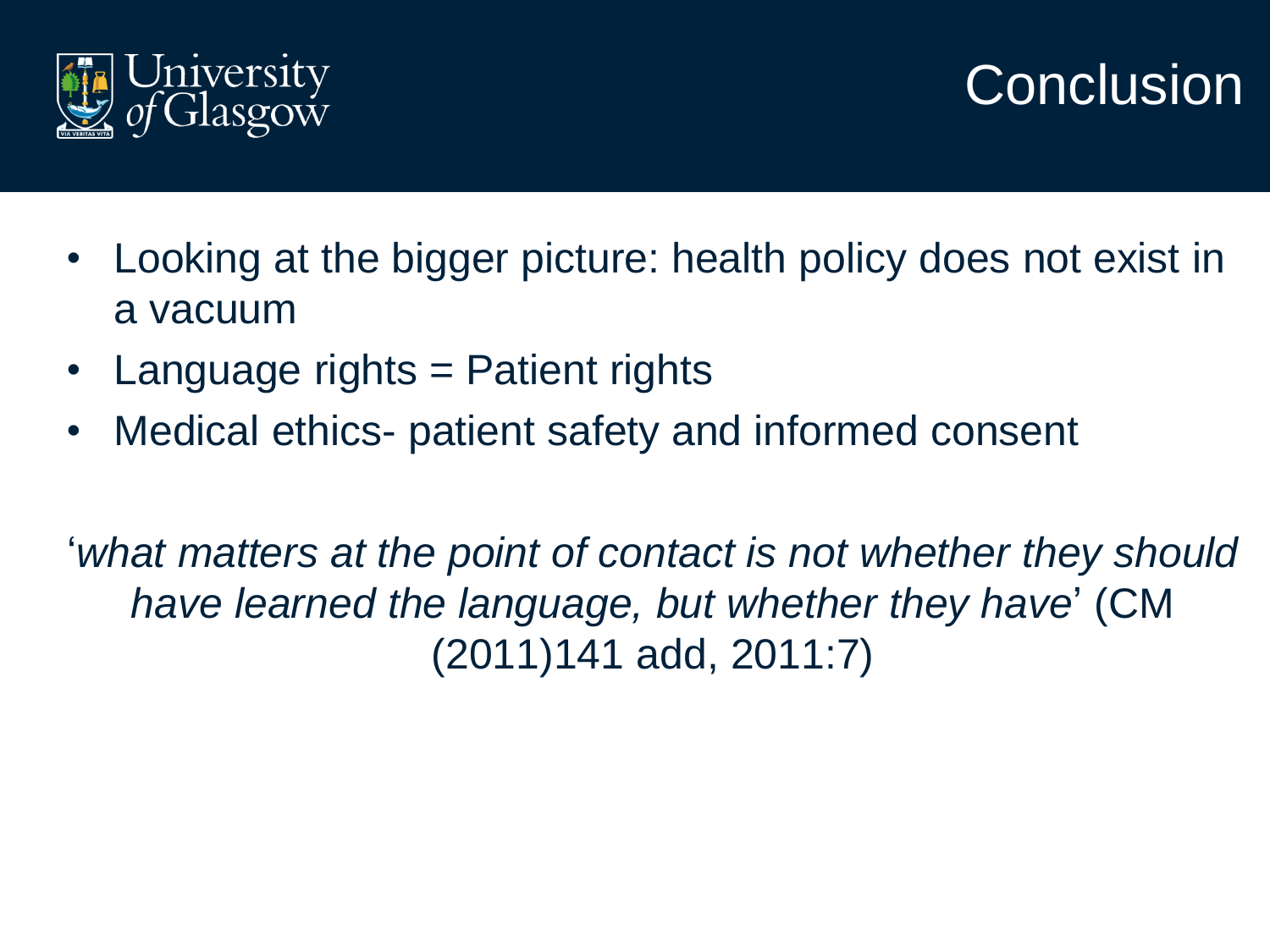# Conclusion

- Looking at the bigger picture: health policy does not exist in a vacuum
- Language rights = Patient rights
- Medical ethics- patient safety and informed consent

'*what matters at the point of contact is not whether they should have learned the language, but whether they have*' (CM (2011)141 add, 2011:7)